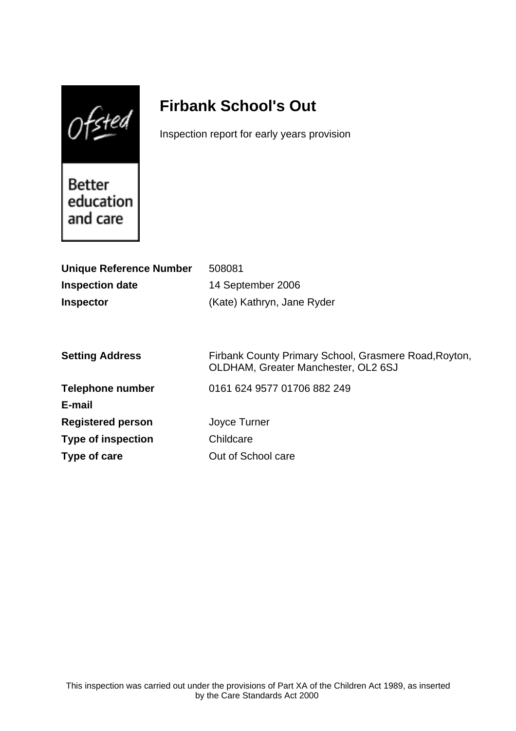# Firbank School's Out

Inspection report for early years provision

| | |
|---|---|
| **Unique Reference Number** | 508081 |
| **Inspection date** | 14 September 2006 |
| **Inspector** | (Kate) Kathryn, Jane Ryder |

| | |
|---|---|
| **Setting Address** | Firbank County Primary School, Grasmere Road,Royton, OLDHAM, Greater Manchester, OL2 6SJ |
| **Telephone number** | 0161 624 9577 01706 882 249 |
| **E-mail** | |
| **Registered person** | Joyce Turner |
| **Type of inspection** | Childcare |
| **Type of care** | Out of School care |

This inspection was carried out under the provisions of Part XA of the Children Act 1989, as inserted by the Care Standards Act 2000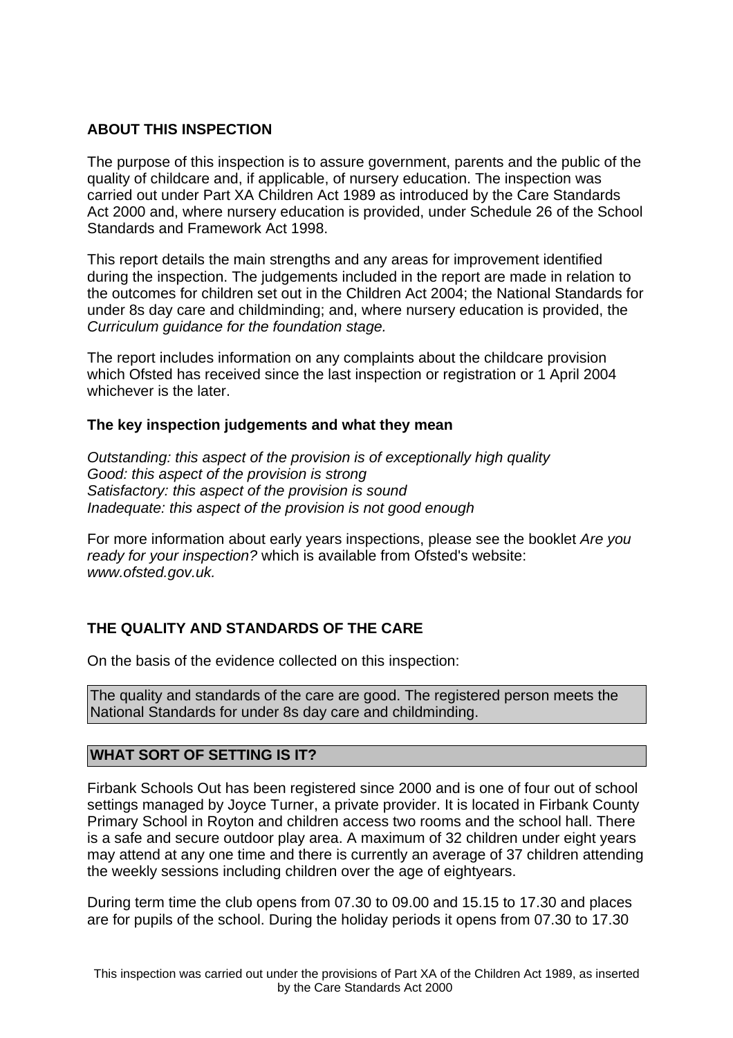## ABOUT THIS INSPECTION

The purpose of this inspection is to assure government, parents and the public of the quality of childcare and, if applicable, of nursery education. The inspection was carried out under Part XA Children Act 1989 as introduced by the Care Standards Act 2000 and, where nursery education is provided, under Schedule 26 of the School Standards and Framework Act 1998.

This report details the main strengths and any areas for improvement identified during the inspection. The judgements included in the report are made in relation to the outcomes for children set out in the Children Act 2004; the National Standards for under 8s day care and childminding; and, where nursery education is provided, the *Curriculum guidance for the foundation stage.*

The report includes information on any complaints about the childcare provision which Ofsted has received since the last inspection or registration or 1 April 2004 whichever is the later.

### The key inspection judgements and what they mean

*Outstanding: this aspect of the provision is of exceptionally high quality*
*Good: this aspect of the provision is strong*
*Satisfactory: this aspect of the provision is sound*
*Inadequate: this aspect of the provision is not good enough*

For more information about early years inspections, please see the booklet *Are you ready for your inspection?* which is available from Ofsted's website: *www.ofsted.gov.uk.*

## THE QUALITY AND STANDARDS OF THE CARE

On the basis of the evidence collected on this inspection:

The quality and standards of the care are good. The registered person meets the National Standards for under 8s day care and childminding.

## WHAT SORT OF SETTING IS IT?

Firbank Schools Out has been registered since 2000 and is one of four out of school settings managed by Joyce Turner, a private provider. It is located in Firbank County Primary School in Royton and children access two rooms and the school hall. There is a safe and secure outdoor play area. A maximum of 32 children under eight years may attend at any one time and there is currently an average of 37 children attending the weekly sessions including children over the age of eightyears.

During term time the club opens from 07.30 to 09.00 and 15.15 to 17.30 and places are for pupils of the school. During the holiday periods it opens from 07.30 to 17.30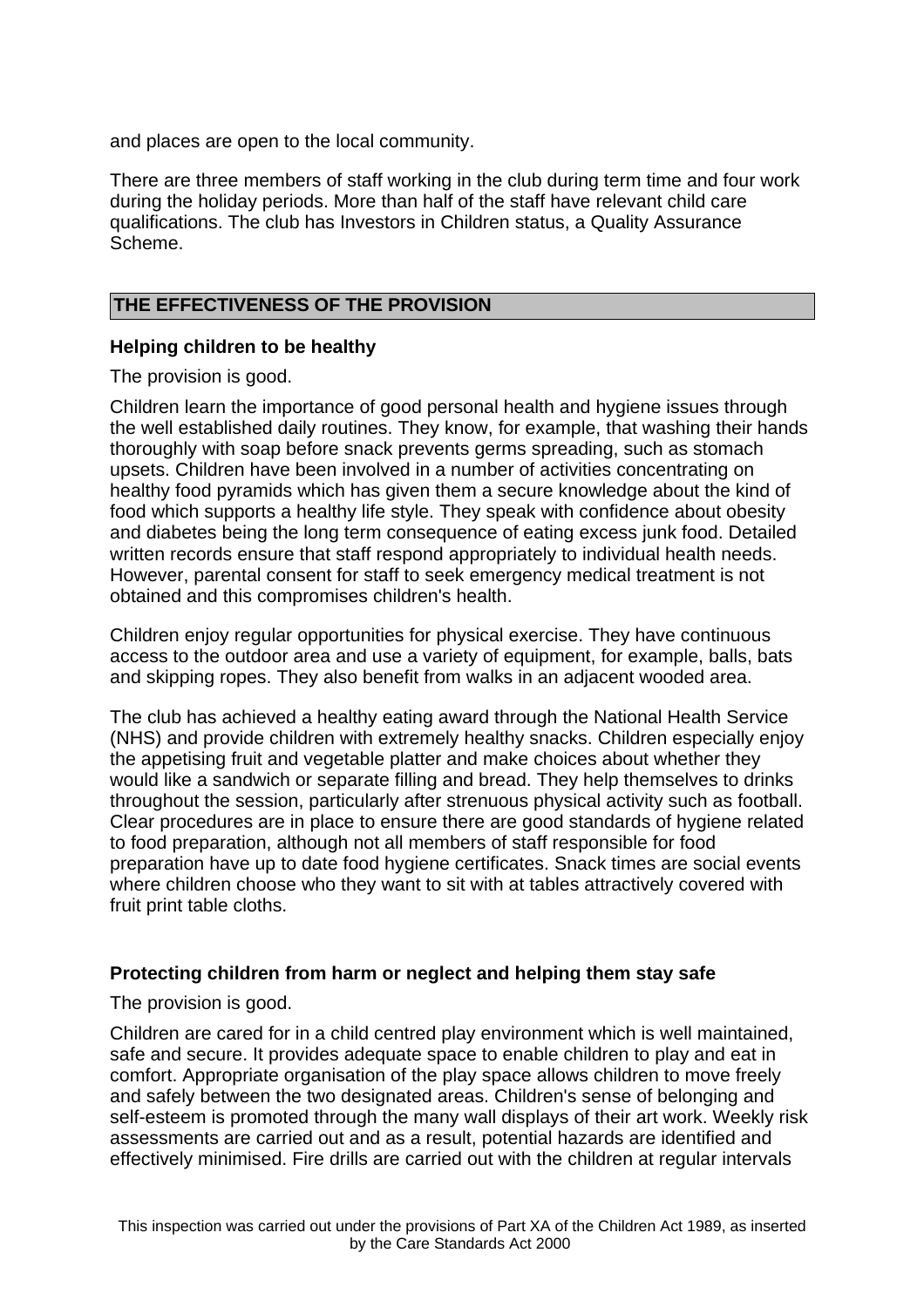and places are open to the local community.

There are three members of staff working in the club during term time and four work during the holiday periods. More than half of the staff have relevant child care qualifications. The club has Investors in Children status, a Quality Assurance Scheme.

## THE EFFECTIVENESS OF THE PROVISION

### Helping children to be healthy

The provision is good.

Children learn the importance of good personal health and hygiene issues through the well established daily routines. They know, for example, that washing their hands thoroughly with soap before snack prevents germs spreading, such as stomach upsets. Children have been involved in a number of activities concentrating on healthy food pyramids which has given them a secure knowledge about the kind of food which supports a healthy life style. They speak with confidence about obesity and diabetes being the long term consequence of eating excess junk food. Detailed written records ensure that staff respond appropriately to individual health needs. However, parental consent for staff to seek emergency medical treatment is not obtained and this compromises children's health.

Children enjoy regular opportunities for physical exercise. They have continuous access to the outdoor area and use a variety of equipment, for example, balls, bats and skipping ropes. They also benefit from walks in an adjacent wooded area.

The club has achieved a healthy eating award through the National Health Service (NHS) and provide children with extremely healthy snacks. Children especially enjoy the appetising fruit and vegetable platter and make choices about whether they would like a sandwich or separate filling and bread. They help themselves to drinks throughout the session, particularly after strenuous physical activity such as football. Clear procedures are in place to ensure there are good standards of hygiene related to food preparation, although not all members of staff responsible for food preparation have up to date food hygiene certificates. Snack times are social events where children choose who they want to sit with at tables attractively covered with fruit print table cloths.

### Protecting children from harm or neglect and helping them stay safe

The provision is good.

Children are cared for in a child centred play environment which is well maintained, safe and secure. It provides adequate space to enable children to play and eat in comfort. Appropriate organisation of the play space allows children to move freely and safely between the two designated areas. Children's sense of belonging and self-esteem is promoted through the many wall displays of their art work. Weekly risk assessments are carried out and as a result, potential hazards are identified and effectively minimised. Fire drills are carried out with the children at regular intervals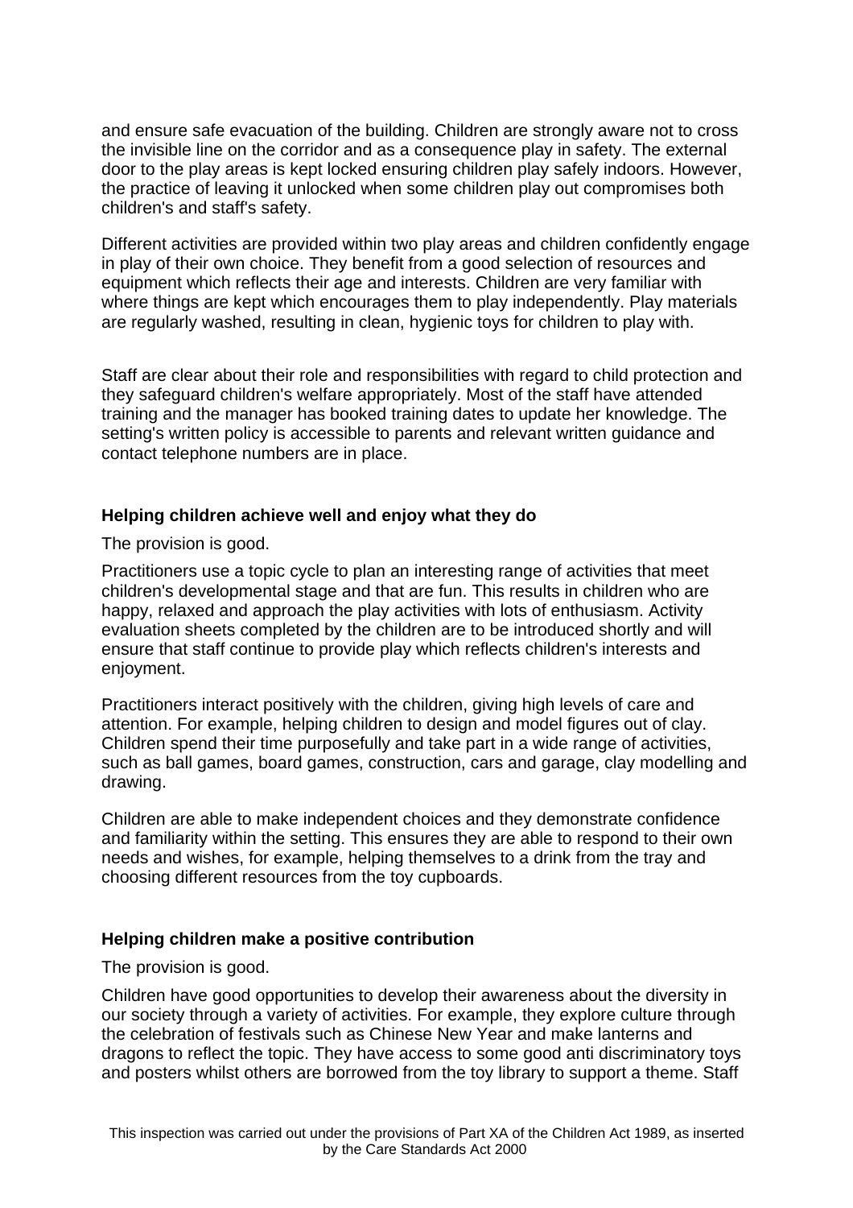and ensure safe evacuation of the building. Children are strongly aware not to cross the invisible line on the corridor and as a consequence play in safety. The external door to the play areas is kept locked ensuring children play safely indoors. However, the practice of leaving it unlocked when some children play out compromises both children's and staff's safety.

Different activities are provided within two play areas and children confidently engage in play of their own choice. They benefit from a good selection of resources and equipment which reflects their age and interests. Children are very familiar with where things are kept which encourages them to play independently. Play materials are regularly washed, resulting in clean, hygienic toys for children to play with.

Staff are clear about their role and responsibilities with regard to child protection and they safeguard children's welfare appropriately. Most of the staff have attended training and the manager has booked training dates to update her knowledge. The setting's written policy is accessible to parents and relevant written guidance and contact telephone numbers are in place.

### Helping children achieve well and enjoy what they do

The provision is good.

Practitioners use a topic cycle to plan an interesting range of activities that meet children's developmental stage and that are fun. This results in children who are happy, relaxed and approach the play activities with lots of enthusiasm. Activity evaluation sheets completed by the children are to be introduced shortly and will ensure that staff continue to provide play which reflects children's interests and enjoyment.

Practitioners interact positively with the children, giving high levels of care and attention. For example, helping children to design and model figures out of clay. Children spend their time purposefully and take part in a wide range of activities, such as ball games, board games, construction, cars and garage, clay modelling and drawing.

Children are able to make independent choices and they demonstrate confidence and familiarity within the setting. This ensures they are able to respond to their own needs and wishes, for example, helping themselves to a drink from the tray and choosing different resources from the toy cupboards.

### Helping children make a positive contribution

The provision is good.

Children have good opportunities to develop their awareness about the diversity in our society through a variety of activities. For example, they explore culture through the celebration of festivals such as Chinese New Year and make lanterns and dragons to reflect the topic. They have access to some good anti discriminatory toys and posters whilst others are borrowed from the toy library to support a theme. Staff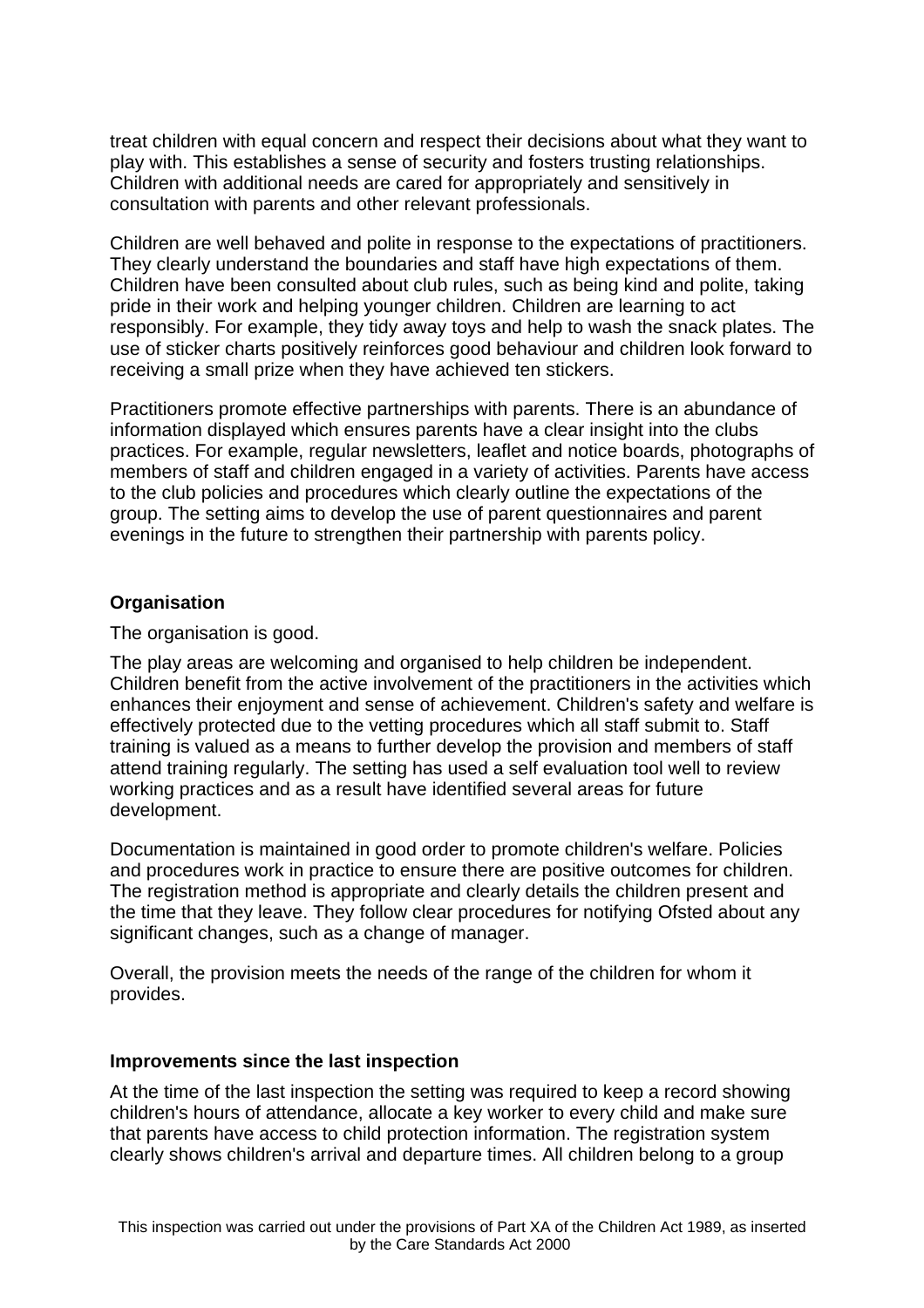treat children with equal concern and respect their decisions about what they want to play with. This establishes a sense of security and fosters trusting relationships. Children with additional needs are cared for appropriately and sensitively in consultation with parents and other relevant professionals.

Children are well behaved and polite in response to the expectations of practitioners. They clearly understand the boundaries and staff have high expectations of them. Children have been consulted about club rules, such as being kind and polite, taking pride in their work and helping younger children. Children are learning to act responsibly. For example, they tidy away toys and help to wash the snack plates. The use of sticker charts positively reinforces good behaviour and children look forward to receiving a small prize when they have achieved ten stickers.

Practitioners promote effective partnerships with parents. There is an abundance of information displayed which ensures parents have a clear insight into the clubs practices. For example, regular newsletters, leaflet and notice boards, photographs of members of staff and children engaged in a variety of activities. Parents have access to the club policies and procedures which clearly outline the expectations of the group. The setting aims to develop the use of parent questionnaires and parent evenings in the future to strengthen their partnership with parents policy.

**Organisation**

The organisation is good.

The play areas are welcoming and organised to help children be independent. Children benefit from the active involvement of the practitioners in the activities which enhances their enjoyment and sense of achievement. Children's safety and welfare is effectively protected due to the vetting procedures which all staff submit to. Staff training is valued as a means to further develop the provision and members of staff attend training regularly. The setting has used a self evaluation tool well to review working practices and as a result have identified several areas for future development.

Documentation is maintained in good order to promote children's welfare. Policies and procedures work in practice to ensure there are positive outcomes for children. The registration method is appropriate and clearly details the children present and the time that they leave. They follow clear procedures for notifying Ofsted about any significant changes, such as a change of manager.

Overall, the provision meets the needs of the range of the children for whom it provides.

**Improvements since the last inspection**

At the time of the last inspection the setting was required to keep a record showing children's hours of attendance, allocate a key worker to every child and make sure that parents have access to child protection information. The registration system clearly shows children's arrival and departure times. All children belong to a group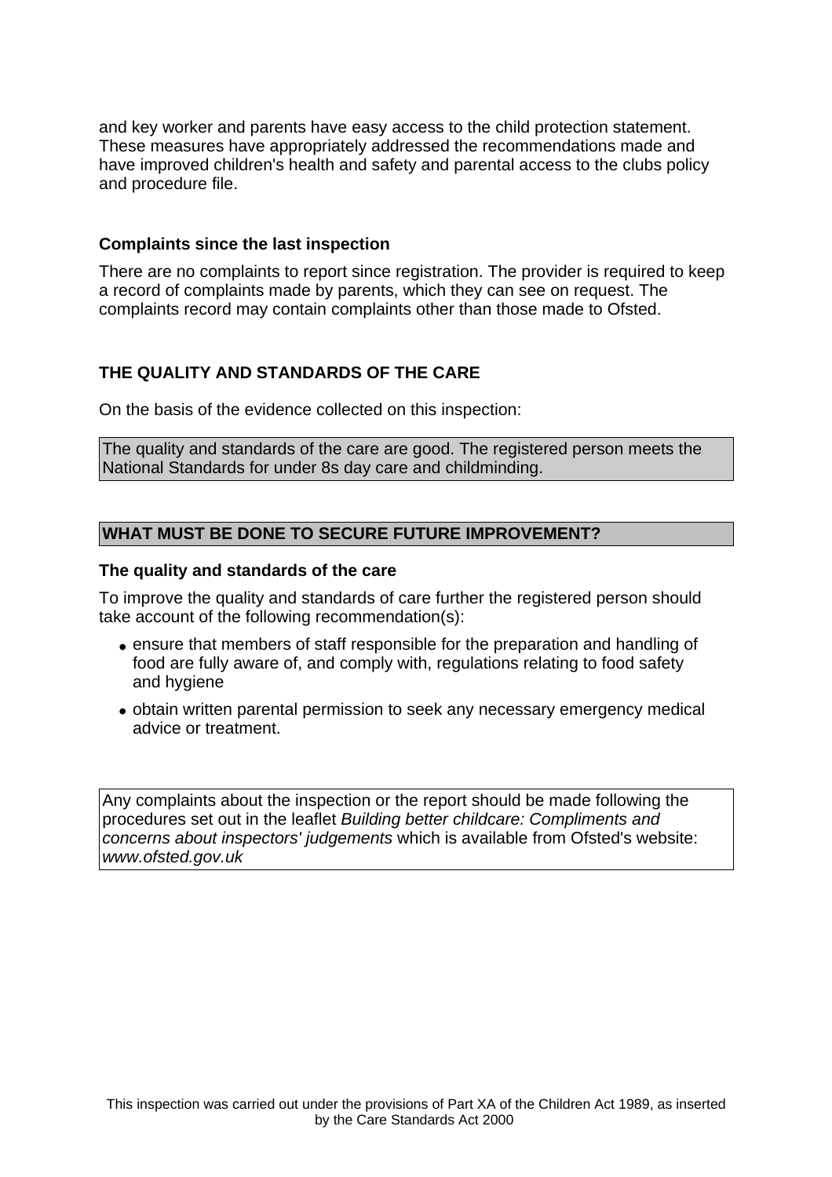and key worker and parents have easy access to the child protection statement. These measures have appropriately addressed the recommendations made and have improved children's health and safety and parental access to the clubs policy and procedure file.

### Complaints since the last inspection

There are no complaints to report since registration. The provider is required to keep a record of complaints made by parents, which they can see on request. The complaints record may contain complaints other than those made to Ofsted.

## THE QUALITY AND STANDARDS OF THE CARE

On the basis of the evidence collected on this inspection:

The quality and standards of the care are good. The registered person meets the National Standards for under 8s day care and childminding.

## WHAT MUST BE DONE TO SECURE FUTURE IMPROVEMENT?

### The quality and standards of the care

To improve the quality and standards of care further the registered person should take account of the following recommendation(s):

- ensure that members of staff responsible for the preparation and handling of food are fully aware of, and comply with, regulations relating to food safety and hygiene
- obtain written parental permission to seek any necessary emergency medical advice or treatment.

Any complaints about the inspection or the report should be made following the procedures set out in the leaflet *Building better childcare: Compliments and concerns about inspectors' judgements* which is available from Ofsted's website: *www.ofsted.gov.uk*

This inspection was carried out under the provisions of Part XA of the Children Act 1989, as inserted by the Care Standards Act 2000